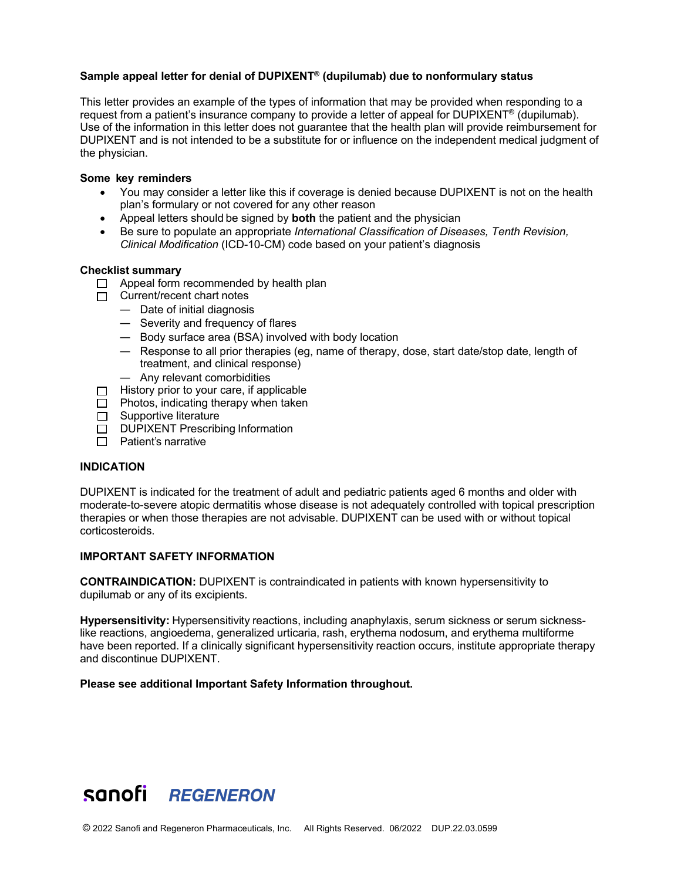**Sample appeal letter for denial of DUPIXENT® (dupilumab) due to nonformulary status**

This letter provides an example of the types of information that may be provided when responding to a request from a patient's insurance company to provide a letter of appeal for DUPIXENT® (dupilumab). Use of the information in this letter does not guarantee that the health plan will provide reimbursement for DUPIXENT and is not intended to be a substitute for or influence on the independent medical judgment of the physician.

**Some key reminders**

- You may consider a letter like this if coverage is denied because DUPIXENT is not on the health plan's formulary or not covered for any other reason
- Appeal letters should be signed by **both** the patient and the physician
- Be sure to populate an appropriate *International Classification of Diseases, Tenth Revision, Clinical Modification* (ICD-10-CM) code based on your patient's diagnosis

**Checklist summary**

- ☐ Appeal form recommended by health plan
- ☐ Current/recent chart notes
  - — Date of initial diagnosis
  - — Severity and frequency of flares
  - — Body surface area (BSA) involved with body location
  - — Response to all prior therapies (eg, name of therapy, dose, start date/stop date, length of treatment, and clinical response)
  - — Any relevant comorbidities
- ☐ History prior to your care, if applicable
- ☐ Photos, indicating therapy when taken
- ☐ Supportive literature
- ☐ DUPIXENT Prescribing Information
- ☐ Patient's narrative

**INDICATION**

DUPIXENT is indicated for the treatment of adult and pediatric patients aged 6 months and older with moderate-to-severe atopic dermatitis whose disease is not adequately controlled with topical prescription therapies or when those therapies are not advisable. DUPIXENT can be used with or without topical corticosteroids.

**IMPORTANT SAFETY INFORMATION**

**CONTRAINDICATION:** DUPIXENT is contraindicated in patients with known hypersensitivity to dupilumab or any of its excipients.

**Hypersensitivity:** Hypersensitivity reactions, including anaphylaxis, serum sickness or serum sickness-like reactions, angioedema, generalized urticaria, rash, erythema nodosum, and erythema multiforme have been reported. If a clinically significant hypersensitivity reaction occurs, institute appropriate therapy and discontinue DUPIXENT.

**Please see additional Important Safety Information throughout.**

sanofi REGENERON

© 2022 Sanofi and Regeneron Pharmaceuticals, Inc. All Rights Reserved. 06/2022 DUP.22.03.0599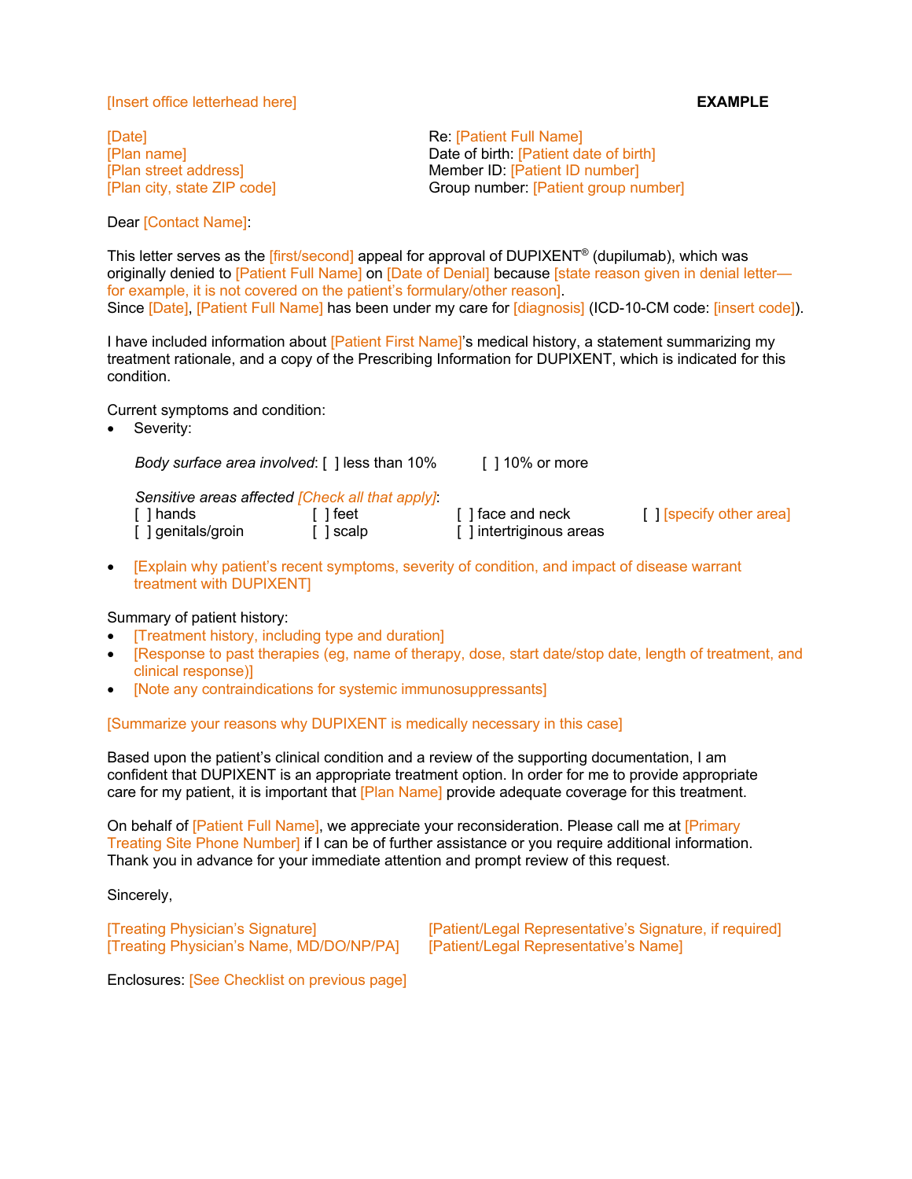[Insert office letterhead here] **EXAMPLE**

[Date]
[Plan name]
[Plan street address]
[Plan city, state ZIP code]

Re: [Patient Full Name]
Date of birth: [Patient date of birth]
Member ID: [Patient ID number]
Group number: [Patient group number]

Dear [Contact Name]:

This letter serves as the [first/second] appeal for approval of DUPIXENT® (dupilumab), which was originally denied to [Patient Full Name] on [Date of Denial] because [state reason given in denial letter—for example, it is not covered on the patient's formulary/other reason].
Since [Date], [Patient Full Name] has been under my care for [diagnosis] (ICD-10-CM code: [insert code]).

I have included information about [Patient First Name]'s medical history, a statement summarizing my treatment rationale, and a copy of the Prescribing Information for DUPIXENT, which is indicated for this condition.

Current symptoms and condition:

- Severity:

  *Body surface area involved*: [ ] less than 10% [ ] 10% or more

  *Sensitive areas affected* [Check all that apply]:
  [ ] hands [ ] feet [ ] face and neck [ ] [specify other area]
  [ ] genitals/groin [ ] scalp [ ] intertriginous areas

- [Explain why patient's recent symptoms, severity of condition, and impact of disease warrant treatment with DUPIXENT]

Summary of patient history:

- [Treatment history, including type and duration]
- [Response to past therapies (eg, name of therapy, dose, start date/stop date, length of treatment, and clinical response)]
- [Note any contraindications for systemic immunosuppressants]

[Summarize your reasons why DUPIXENT is medically necessary in this case]

Based upon the patient's clinical condition and a review of the supporting documentation, I am confident that DUPIXENT is an appropriate treatment option. In order for me to provide appropriate care for my patient, it is important that [Plan Name] provide adequate coverage for this treatment.

On behalf of [Patient Full Name], we appreciate your reconsideration. Please call me at [Primary Treating Site Phone Number] if I can be of further assistance or you require additional information. Thank you in advance for your immediate attention and prompt review of this request.

Sincerely,

[Treating Physician's Signature]
[Treating Physician's Name, MD/DO/NP/PA]

[Patient/Legal Representative's Signature, if required]
[Patient/Legal Representative's Name]

Enclosures: [See Checklist on previous page]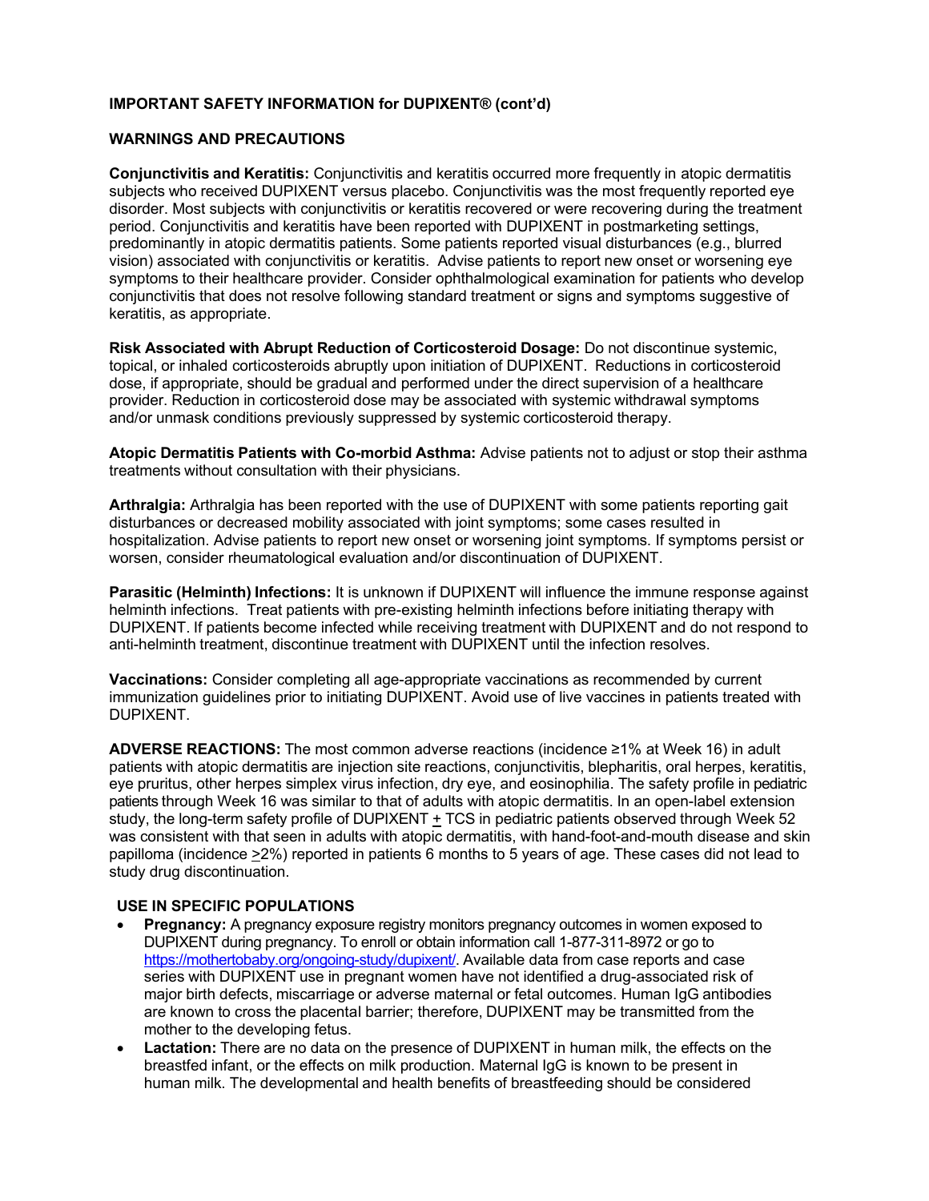**IMPORTANT SAFETY INFORMATION for DUPIXENT® (cont'd)**

**WARNINGS AND PRECAUTIONS**

**Conjunctivitis and Keratitis:** Conjunctivitis and keratitis occurred more frequently in atopic dermatitis subjects who received DUPIXENT versus placebo. Conjunctivitis was the most frequently reported eye disorder. Most subjects with conjunctivitis or keratitis recovered or were recovering during the treatment period. Conjunctivitis and keratitis have been reported with DUPIXENT in postmarketing settings, predominantly in atopic dermatitis patients. Some patients reported visual disturbances (e.g., blurred vision) associated with conjunctivitis or keratitis. Advise patients to report new onset or worsening eye symptoms to their healthcare provider. Consider ophthalmological examination for patients who develop conjunctivitis that does not resolve following standard treatment or signs and symptoms suggestive of keratitis, as appropriate.

**Risk Associated with Abrupt Reduction of Corticosteroid Dosage:** Do not discontinue systemic, topical, or inhaled corticosteroids abruptly upon initiation of DUPIXENT. Reductions in corticosteroid dose, if appropriate, should be gradual and performed under the direct supervision of a healthcare provider. Reduction in corticosteroid dose may be associated with systemic withdrawal symptoms and/or unmask conditions previously suppressed by systemic corticosteroid therapy.

**Atopic Dermatitis Patients with Co-morbid Asthma:** Advise patients not to adjust or stop their asthma treatments without consultation with their physicians.

**Arthralgia:** Arthralgia has been reported with the use of DUPIXENT with some patients reporting gait disturbances or decreased mobility associated with joint symptoms; some cases resulted in hospitalization. Advise patients to report new onset or worsening joint symptoms. If symptoms persist or worsen, consider rheumatological evaluation and/or discontinuation of DUPIXENT.

**Parasitic (Helminth) Infections:** It is unknown if DUPIXENT will influence the immune response against helminth infections. Treat patients with pre-existing helminth infections before initiating therapy with DUPIXENT. If patients become infected while receiving treatment with DUPIXENT and do not respond to anti-helminth treatment, discontinue treatment with DUPIXENT until the infection resolves.

**Vaccinations:** Consider completing all age-appropriate vaccinations as recommended by current immunization guidelines prior to initiating DUPIXENT. Avoid use of live vaccines in patients treated with DUPIXENT.

**ADVERSE REACTIONS:** The most common adverse reactions (incidence ≥1% at Week 16) in adult patients with atopic dermatitis are injection site reactions, conjunctivitis, blepharitis, oral herpes, keratitis, eye pruritus, other herpes simplex virus infection, dry eye, and eosinophilia. The safety profile in pediatric patients through Week 16 was similar to that of adults with atopic dermatitis. In an open-label extension study, the long-term safety profile of DUPIXENT ± TCS in pediatric patients observed through Week 52 was consistent with that seen in adults with atopic dermatitis, with hand-foot-and-mouth disease and skin papilloma (incidence ≥2%) reported in patients 6 months to 5 years of age. These cases did not lead to study drug discontinuation.

**USE IN SPECIFIC POPULATIONS**

- **Pregnancy:** A pregnancy exposure registry monitors pregnancy outcomes in women exposed to DUPIXENT during pregnancy. To enroll or obtain information call 1-877-311-8972 or go to https://mothertobaby.org/ongoing-study/dupixent/. Available data from case reports and case series with DUPIXENT use in pregnant women have not identified a drug-associated risk of major birth defects, miscarriage or adverse maternal or fetal outcomes. Human IgG antibodies are known to cross the placental barrier; therefore, DUPIXENT may be transmitted from the mother to the developing fetus.
- **Lactation:** There are no data on the presence of DUPIXENT in human milk, the effects on the breastfed infant, or the effects on milk production. Maternal IgG is known to be present in human milk. The developmental and health benefits of breastfeeding should be considered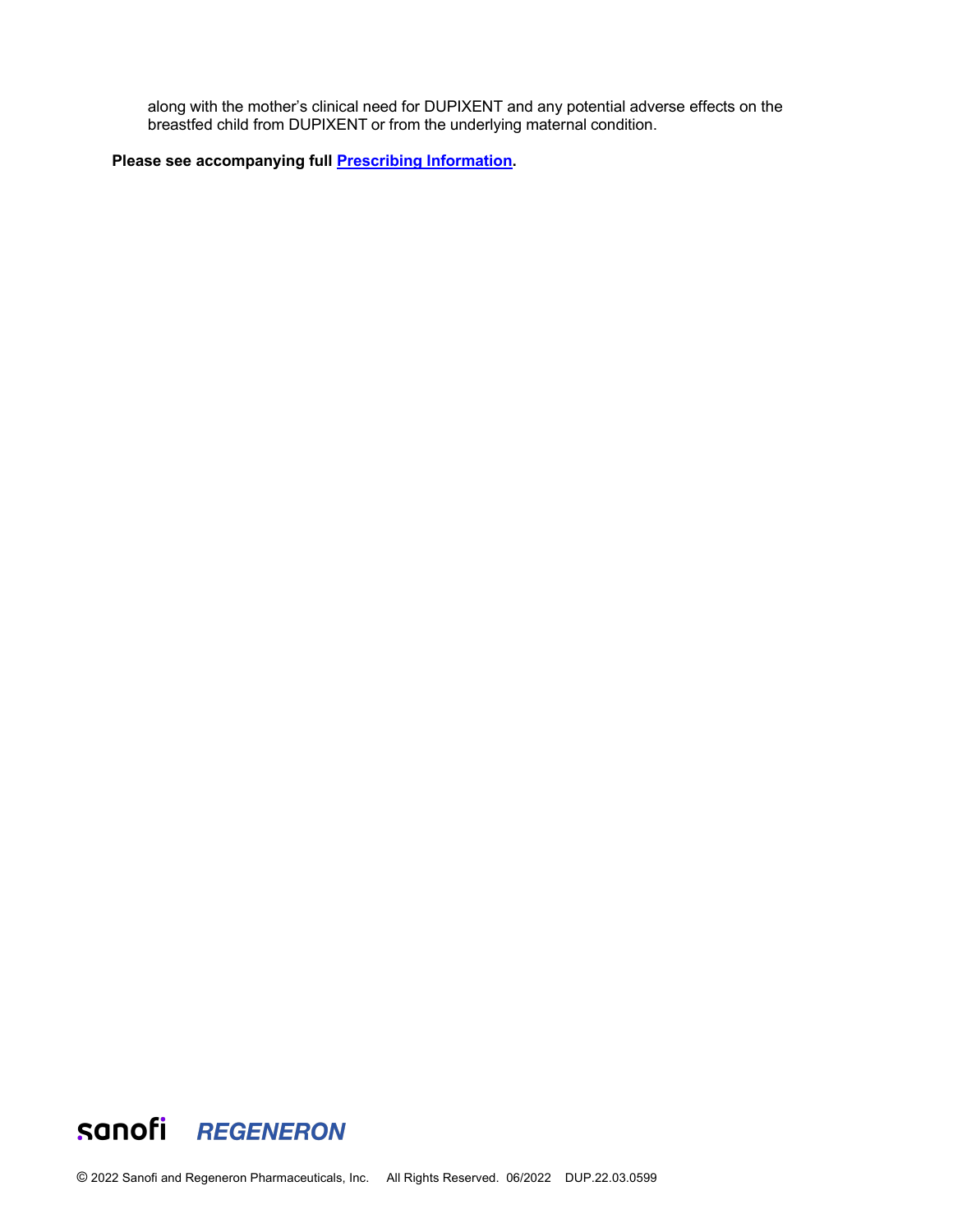along with the mother's clinical need for DUPIXENT and any potential adverse effects on the breastfed child from DUPIXENT or from the underlying maternal condition.

**Please see accompanying full Prescribing Information.**

sanofi REGENERON

© 2022 Sanofi and Regeneron Pharmaceuticals, Inc. All Rights Reserved. 06/2022 DUP.22.03.0599